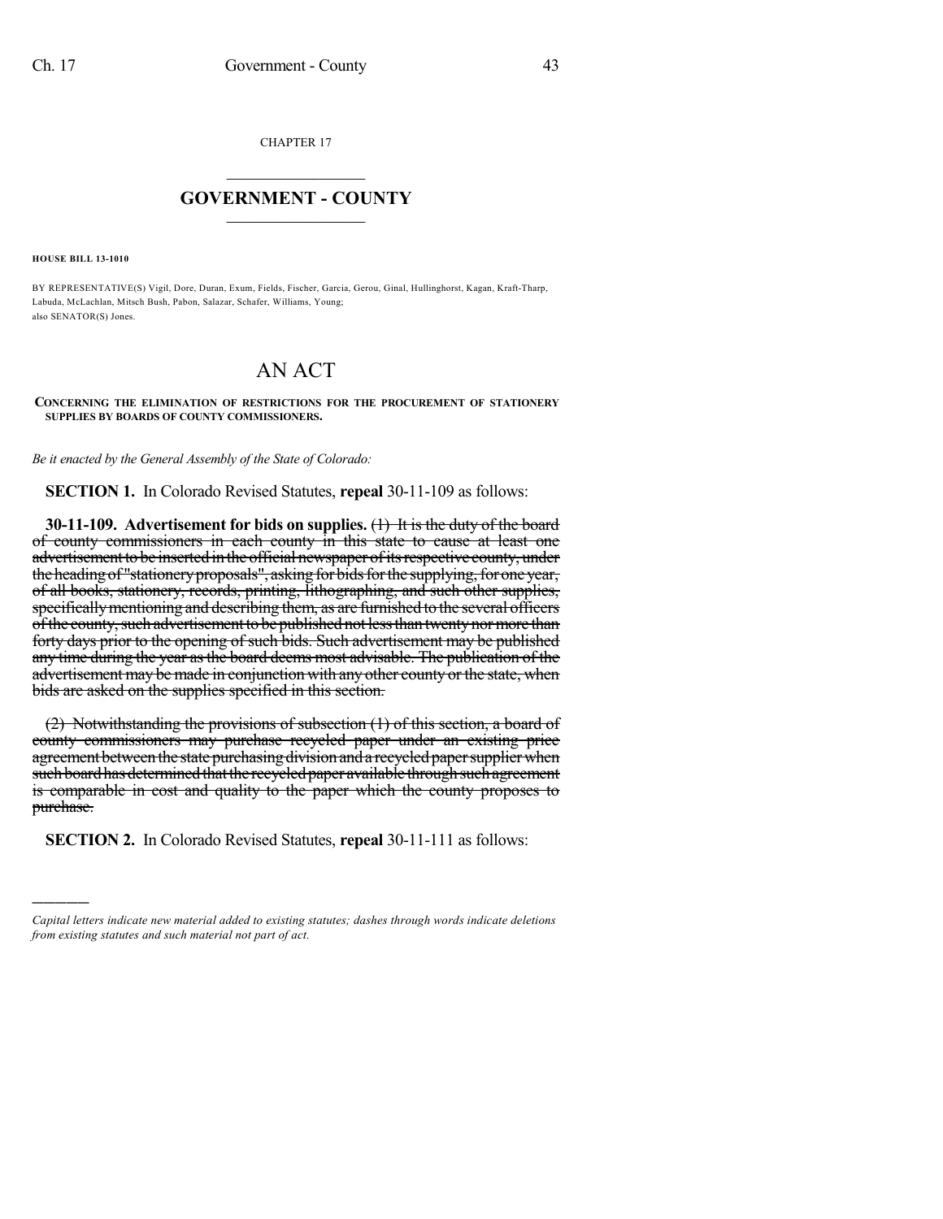CHAPTER 17

# GOVERNMENT - COUNTY

**HOUSE BILL 13-1010**

BY REPRESENTATIVE(S) Vigil, Dore, Duran, Exum, Fields, Fischer, Garcia, Gerou, Ginal, Hullinghorst, Kagan, Kraft-Tharp, Labuda, McLachlan, Mitsch Bush, Pabon, Salazar, Schafer, Williams, Young;
also SENATOR(S) Jones.

# AN ACT

**CONCERNING THE ELIMINATION OF RESTRICTIONS FOR THE PROCUREMENT OF STATIONERY SUPPLIES BY BOARDS OF COUNTY COMMISSIONERS.**

*Be it enacted by the General Assembly of the State of Colorado:*

**SECTION 1.** In Colorado Revised Statutes, **repeal** 30-11-109 as follows:

**30-11-109. Advertisement for bids on supplies.** ~~(1) It is the duty of the board of county commissioners in each county in this state to cause at least one advertisement to be inserted in the official newspaper of its respective county, under the heading of "stationery proposals", asking for bids for the supplying, for one year, of all books, stationery, records, printing, lithographing, and such other supplies, specifically mentioning and describing them, as are furnished to the several officers of the county, such advertisement to be published not less than twenty nor more than forty days prior to the opening of such bids. Such advertisement may be published any time during the year as the board deems most advisable. The publication of the advertisement may be made in conjunction with any other county or the state, when bids are asked on the supplies specified in this section.~~

~~(2) Notwithstanding the provisions of subsection (1) of this section, a board of county commissioners may purchase recycled paper under an existing price agreement between the state purchasing division and a recycled paper supplier when such board has determined that the recycled paper available through such agreement is comparable in cost and quality to the paper which the county proposes to purchase.~~

**SECTION 2.** In Colorado Revised Statutes, **repeal** 30-11-111 as follows:

---

*Capital letters indicate new material added to existing statutes; dashes through words indicate deletions from existing statutes and such material not part of act.*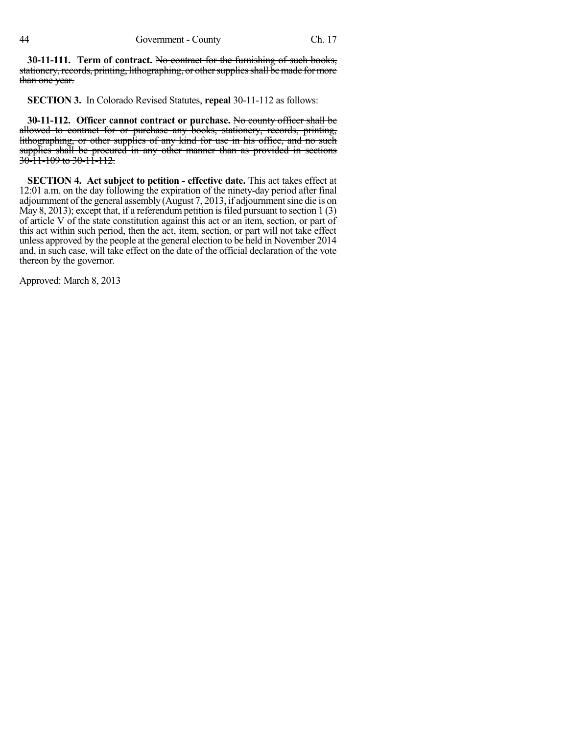**30-11-111. Term of contract.** ~~No contract for the furnishing of such books, stationery, records, printing, lithographing, or other supplies shall be made for more than one year.~~

**SECTION 3.** In Colorado Revised Statutes, **repeal** 30-11-112 as follows:

**30-11-112. Officer cannot contract or purchase.** ~~No county officer shall be allowed to contract for or purchase any books, stationery, records, printing, lithographing, or other supplies of any kind for use in his office, and no such supplies shall be procured in any other manner than as provided in sections 30-11-109 to 30-11-112.~~

**SECTION 4. Act subject to petition - effective date.** This act takes effect at 12:01 a.m. on the day following the expiration of the ninety-day period after final adjournment of the general assembly (August 7, 2013, if adjournment sine die is on May 8, 2013); except that, if a referendum petition is filed pursuant to section 1 (3) of article V of the state constitution against this act or an item, section, or part of this act within such period, then the act, item, section, or part will not take effect unless approved by the people at the general election to be held in November 2014 and, in such case, will take effect on the date of the official declaration of the vote thereon by the governor.

Approved: March 8, 2013